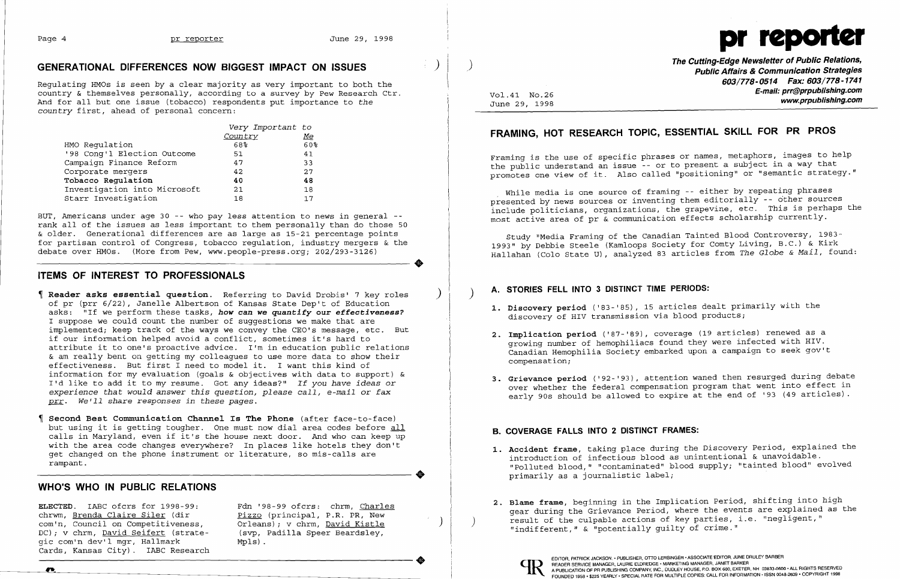## GENERATIONAL DIFFERENCES NOW BIGGEST IMPACT ON ISSUES

Regulating HMOs is seen by a clear majority as very important to both the country & themselves personally, according to a survey by Pew Research Ctr. And for all but one issue (tobacco) respondents put importance to *the country* first, ahead of personal concern:

| | *Very Important to* | |
|---|---|---|
| | *Country* | *Me* |
| HMO Regulation | 68% | 60% |
| '98 Cong'l Election Outcome | 51 | 41 |
| Campaign Finance Reform | 47 | 33 |
| Corporate mergers | 42 | 27 |
| **Tobacco Regulation** | **40** | **48** |
| Investigation into Microsoft | 21 | 18 |
| Starr Investigation | 18 | 17 |

BUT, Americans under age 30 -- who pay less attention to news in general -- rank all of the issues as less important to them personally than do those 50 & older. Generational differences are as large as 15-21 percentage points for partisan control of Congress, tobacco regulation, industry mergers & the debate over HMOs. (More from Pew, www.people-press.org; 202/293-3126)

## ITEMS OF INTEREST TO PROFESSIONALS

¶ **Reader asks essential question.** Referring to David Drobis' 7 key roles of pr (prr 6/22), Janelle Albertson of Kansas State Dep't of Education asks: "If we perform these tasks, ***how can we quantify our effectiveness?*** I suppose we could count the number of suggestions we make that are implemented; keep track of the ways we convey the CEO's message, etc. But if our information helped avoid a conflict, sometimes it's hard to attribute it to one's proactive advice. I'm in education public relations & am really bent on getting my colleagues to use more data to show their effectiveness. But first I need to model it. I want this kind of information for my evaluation (goals & objectives with data to support) & I'd like to add it to my resume. Got any ideas?" *If you have ideas or experience that would answer this question, please call, e-mail or fax prr. We'll share responses in these pages.*

¶ **Second Best Communication Channel Is The Phone** (after face-to-face) but using it is getting tougher. One must now dial area codes before all calls in Maryland, even if it's the house next door. And who can keep up with the area code changes everywhere? In places like hotels they don't get changed on the phone instrument or literature, so mis-calls are rampant.

## WHO'S WHO IN PUBLIC RELATIONS

**ELECTED.** IABC ofcrs for 1998-99: chrwm, Brenda Claire Siler (dir com'n, Council on Competitiveness, DC); v chrm, David Seifert (strategic com'n dev'l mgr, Hallmark Cards, Kansas City). IABC Research Fdn '98-99 ofcrs: chrm, Charles Pizzo (principal, P.R. PR, New Orleans); v chrm, David Kistle (svp, Padilla Speer Beardsley, Mpls).

# pr reporter

**The Cutting-Edge Newsletter of Public Relations, Public Affairs & Communication Strategies**
**603/778-0514 Fax: 603/778-1741**
**E-mail: prr@prpublishing.com**
**www.prpublishing.com**

Vol.41 No.26
June 29, 1998

## FRAMING, HOT RESEARCH TOPIC, ESSENTIAL SKILL FOR PR PROS

Framing is the use of specific phrases or names, metaphors, images to help the public understand an issue -- or to present a subject in a way that promotes one view of it. Also called "positioning" or "semantic strategy."

While media is one source of framing -- either by repeating phrases presented by news sources or inventing them editorially -- other sources include politicians, organizations, the grapevine, etc. This is perhaps the most active area of pr & communication effects scholarship currently.

Study "Media Framing of the Canadian Tainted Blood Controversy, 1983-1993" by Debbie Steele (Kamloops Society for Comty Living, B.C.) & Kirk Hallahan (Colo State U), analyzed 83 articles from *The Globe & Mail*, found:

### A. STORIES FELL INTO 3 DISTINCT TIME PERIODS:

1. **Discovery period** ('83-'85), 15 articles dealt primarily with the discovery of HIV transmission via blood products;
2. **Implication period** ('87-'89), coverage (19 articles) renewed as a growing number of hemophiliacs found they were infected with HIV. Canadian Hemophilia Society embarked upon a campaign to seek gov't compensation;
3. **Grievance period** ('92-'93), attention waned then resurged during debate over whether the federal compensation program that went into effect in early 90s should be allowed to expire at the end of '93 (49 articles).

### B. COVERAGE FALLS INTO 2 DISTINCT FRAMES:

1. **Accident frame**, taking place during the Discovery Period, explained the introduction of infectious blood as unintentional & unavoidable. "Polluted blood," "contaminated" blood supply; "tainted blood" evolved primarily as a journalistic label;
2. **Blame frame**, beginning in the Implication Period, shifting into high gear during the Grievance Period, where the events are explained as the result of the culpable actions of key parties, i.e. "negligent," "indifferent," & "potentially guilty of crime."

EDITOR, PATRICK JACKSON • PUBLISHER, OTTO LERBINGER • ASSOCIATE EDITOR, JUNE DRULEY BARBER
READER SERVICE MANAGER, LAURIE ELDREDGE • MARKETING MANAGER, JANET BARKER
A PUBLICATION OF PR PUBLISHING COMPANY, INC., DUDLEY HOUSE, P.O. BOX 600, EXETER, NH 03833-0600 • ALL RIGHTS RESERVED
FOUNDED 1958 • $225 YEARLY • SPECIAL RATE FOR MULTIPLE COPIES: CALL FOR INFORMATION • ISSN 0048-2609 • COPYRIGHT 1998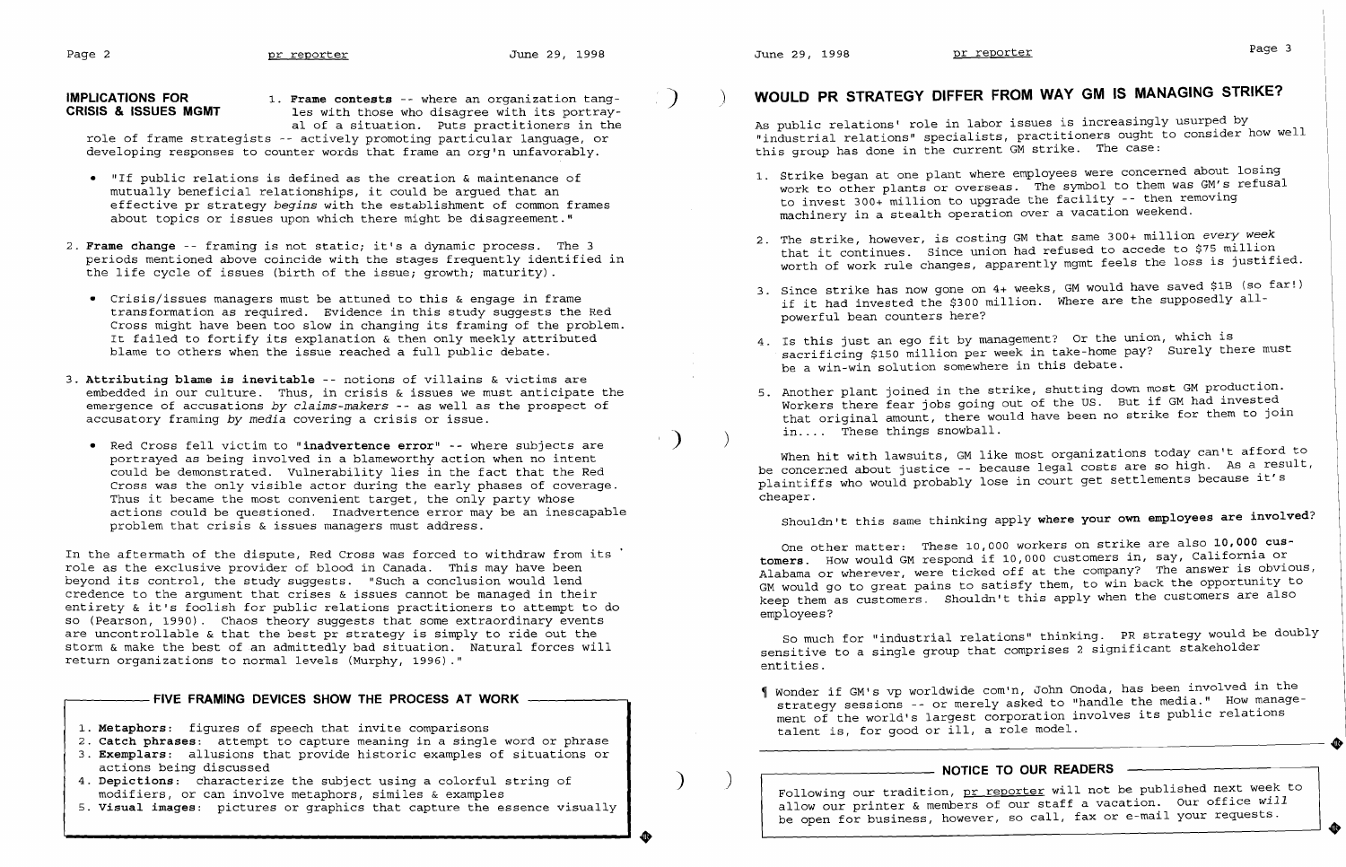## IMPLICATIONS FOR CRISIS & ISSUES MGMT

1. **Frame contests** -- where an organization tangles with those who disagree with its portrayal of a situation. Puts practitioners in the role of frame strategists -- actively promoting particular language, or developing responses to counter words that frame an org'n unfavorably.

   - "If public relations is defined as the creation & maintenance of mutually beneficial relationships, it could be argued that an effective pr strategy *begins* with the establishment of common frames about topics or issues upon which there might be disagreement."

2. **Frame change** -- framing is not static; it's a dynamic process. The 3 periods mentioned above coincide with the stages frequently identified in the life cycle of issues (birth of the issue; growth; maturity).

   - Crisis/issues managers must be attuned to this & engage in frame transformation as required. Evidence in this study suggests the Red Cross might have been too slow in changing its framing of the problem. It failed to fortify its explanation & then only meekly attributed blame to others when the issue reached a full public debate.

3. **Attributing blame is inevitable** -- notions of villains & victims are embedded in our culture. Thus, in crisis & issues we must anticipate the emergence of accusations *by claims-makers* -- as well as the prospect of accusatory framing *by media* covering a crisis or issue.

   - Red Cross fell victim to "**inadvertence error**" -- where subjects are portrayed as being involved in a blameworthy action when no intent could be demonstrated. Vulnerability lies in the fact that the Red Cross was the only visible actor during the early phases of coverage. Thus it became the most convenient target, the only party whose actions could be questioned. Inadvertence error may be an inescapable problem that crisis & issues managers must address.

In the aftermath of the dispute, Red Cross was forced to withdraw from its role as the exclusive provider of blood in Canada. This may have been beyond its control, the study suggests. "Such a conclusion would lend credence to the argument that crises & issues cannot be managed in their entirety & it's foolish for public relations practitioners to attempt to do so (Pearson, 1990). Chaos theory suggests that some extraordinary events are uncontrollable & that the best pr strategy is simply to ride out the storm & make the best of an admittedly bad situation. Natural forces will return organizations to normal levels (Murphy, 1996)."

### FIVE FRAMING DEVICES SHOW THE PROCESS AT WORK

1. **Metaphors**: figures of speech that invite comparisons
2. **Catch phrases**: attempt to capture meaning in a single word or phrase
3. **Exemplars**: allusions that provide historic examples of situations or actions being discussed
4. **Depictions**: characterize the subject using a colorful string of modifiers, or can involve metaphors, similes & examples
5. **Visual images**: pictures or graphics that capture the essence visually

## WOULD PR STRATEGY DIFFER FROM WAY GM IS MANAGING STRIKE?

As public relations' role in labor issues is increasingly usurped by "industrial relations" specialists, practitioners ought to consider how well this group has done in the current GM strike. The case:

1. Strike began at one plant where employees were concerned about losing work to other plants or overseas. The symbol to them was GM's refusal to invest 300+ million to upgrade the facility -- then removing machinery in a stealth operation over a vacation weekend.
2. The strike, however, is costing GM that same 300+ million *every week* that it continues. Since union had refused to accede to $75 million worth of work rule changes, apparently mgmt feels the loss is justified.
3. Since strike has now gone on 4+ weeks, GM would have saved $1B (so far!) if it had invested the $300 million. Where are the supposedly all-powerful bean counters here?
4. Is this just an ego fit by management? Or the union, which is sacrificing $150 million per week in take-home pay? Surely there must be a win-win solution somewhere in this debate.
5. Another plant joined in the strike, shutting down most GM production. Workers there fear jobs going out of the US. But if GM had invested that original amount, there would have been no strike for them to join in.... These things snowball.

When hit with lawsuits, GM like most organizations today can't afford to be concerned about justice -- because legal costs are so high. As a result, plaintiffs who would probably lose in court get settlements because it's cheaper.

Shouldn't this same thinking apply **where your own employees are involved**?

One other matter: These 10,000 workers on strike are also **10,000 customers**. How would GM respond if 10,000 customers in, say, California or Alabama or wherever, were ticked off at the company? The answer is obvious, GM would go to great pains to satisfy them, to win back the opportunity to keep them as customers. Shouldn't this apply when the customers are also employees?

So much for "industrial relations" thinking. PR strategy would be doubly sensitive to a single group that comprises 2 significant stakeholder entities.

¶ Wonder if GM's vp worldwide com'n, John Onoda, has been involved in the strategy sessions -- or merely asked to "handle the media." How management of the world's largest corporation involves its public relations talent is, for good or ill, a role model.

### NOTICE TO OUR READERS

Following our tradition, pr reporter will not be published next week to allow our printer & members of our staff a vacation. Our office *will* be open for business, however, so call, fax or e-mail your requests.